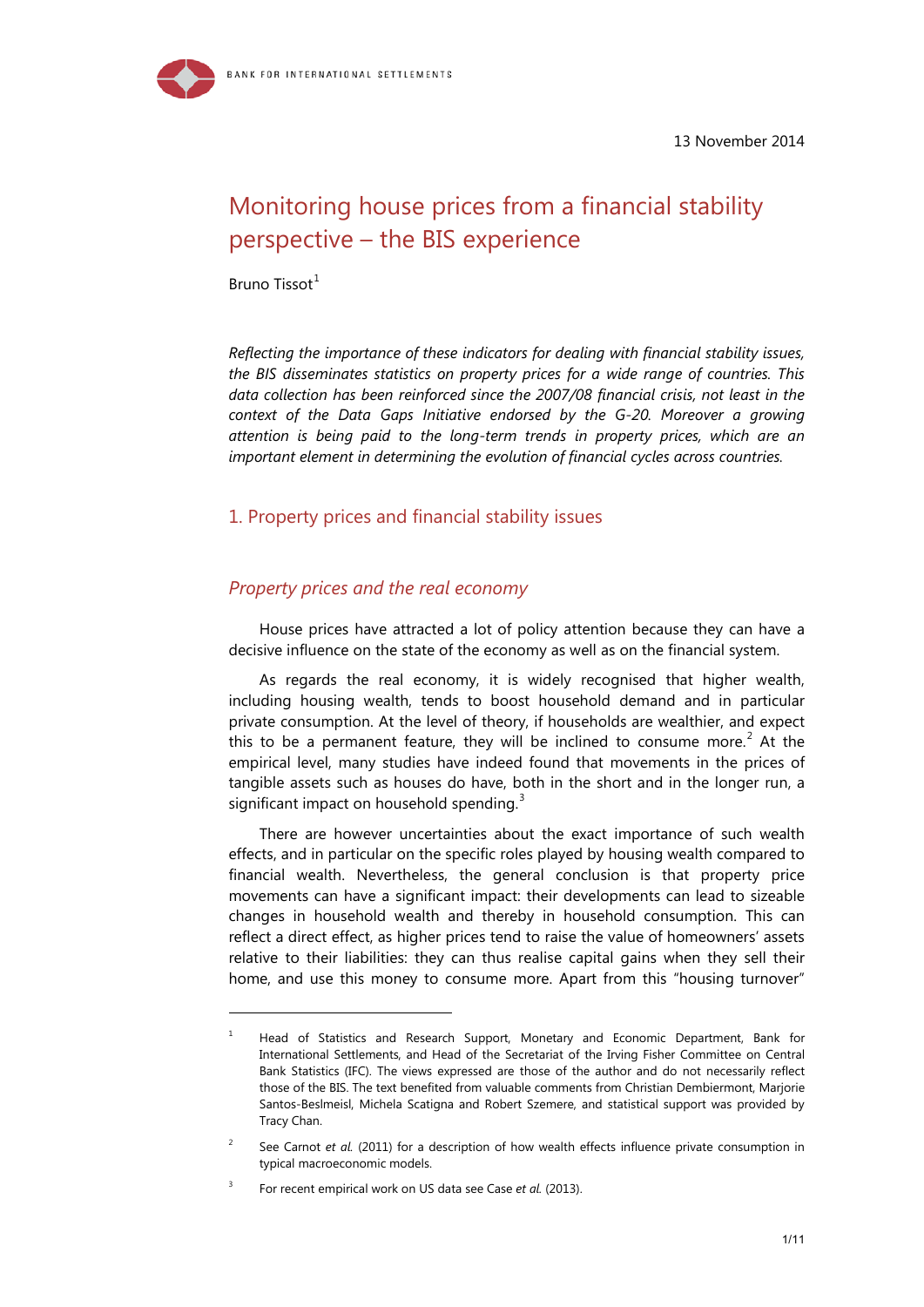13 November 2014

# Monitoring house prices from a financial stability perspective – the BIS experience

Bruno Tissot[1]

*Reflecting the importance of these indicators for dealing with financial stability issues, the BIS disseminates statistics on property prices for a wide range of countries. This data collection has been reinforced since the 2007/08 financial crisis, not least in the context of the Data Gaps Initiative endorsed by the G-20. Moreover a growing attention is being paid to the long-term trends in property prices, which are an important element in determining the evolution of financial cycles across countries.*

## 1. Property prices and financial stability issues

### *Property prices and the real economy*

House prices have attracted a lot of policy attention because they can have a decisive influence on the state of the economy as well as on the financial system.

As regards the real economy, it is widely recognised that higher wealth, including housing wealth, tends to boost household demand and in particular private consumption. At the level of theory, if households are wealthier, and expect this to be a permanent feature, they will be inclined to consume more.[2] At the empirical level, many studies have indeed found that movements in the prices of tangible assets such as houses do have, both in the short and in the longer run, a significant impact on household spending.[3]

There are however uncertainties about the exact importance of such wealth effects, and in particular on the specific roles played by housing wealth compared to financial wealth. Nevertheless, the general conclusion is that property price movements can have a significant impact: their developments can lead to sizeable changes in household wealth and thereby in household consumption. This can reflect a direct effect, as higher prices tend to raise the value of homeowners' assets relative to their liabilities: they can thus realise capital gains when they sell their home, and use this money to consume more. Apart from this "housing turnover"

---

[1] Head of Statistics and Research Support, Monetary and Economic Department, Bank for International Settlements, and Head of the Secretariat of the Irving Fisher Committee on Central Bank Statistics (IFC). The views expressed are those of the author and do not necessarily reflect those of the BIS. The text benefited from valuable comments from Christian Dembiermont, Marjorie Santos-Beslmeisl, Michela Scatigna and Robert Szemere, and statistical support was provided by Tracy Chan.

[2] See Carnot *et al.* (2011) for a description of how wealth effects influence private consumption in typical macroeconomic models.

[3] For recent empirical work on US data see Case *et al.* (2013).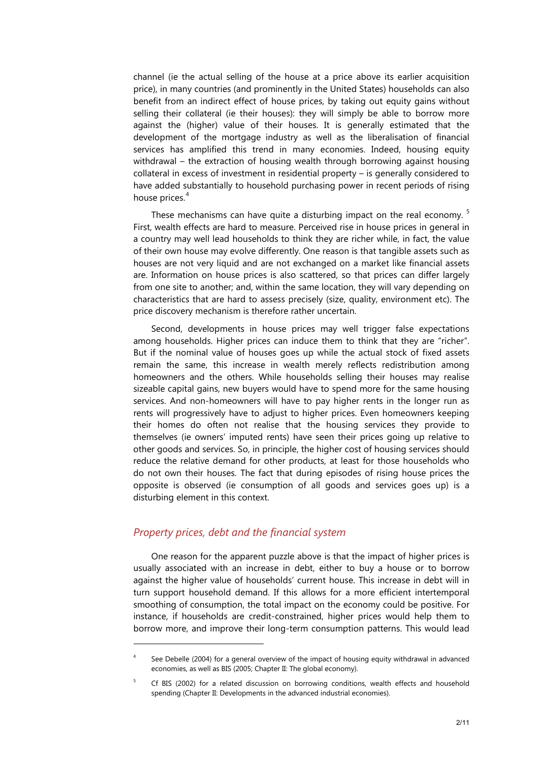channel (ie the actual selling of the house at a price above its earlier acquisition price), in many countries (and prominently in the United States) households can also benefit from an indirect effect of house prices, by taking out equity gains without selling their collateral (ie their houses): they will simply be able to borrow more against the (higher) value of their houses. It is generally estimated that the development of the mortgage industry as well as the liberalisation of financial services has amplified this trend in many economies. Indeed, housing equity withdrawal – the extraction of housing wealth through borrowing against housing collateral in excess of investment in residential property – is generally considered to have added substantially to household purchasing power in recent periods of rising house prices.[4]

These mechanisms can have quite a disturbing impact on the real economy.[5] First, wealth effects are hard to measure. Perceived rise in house prices in general in a country may well lead households to think they are richer while, in fact, the value of their own house may evolve differently. One reason is that tangible assets such as houses are not very liquid and are not exchanged on a market like financial assets are. Information on house prices is also scattered, so that prices can differ largely from one site to another; and, within the same location, they will vary depending on characteristics that are hard to assess precisely (size, quality, environment etc). The price discovery mechanism is therefore rather uncertain.

Second, developments in house prices may well trigger false expectations among households. Higher prices can induce them to think that they are "richer". But if the nominal value of houses goes up while the actual stock of fixed assets remain the same, this increase in wealth merely reflects redistribution among homeowners and the others. While households selling their houses may realise sizeable capital gains, new buyers would have to spend more for the same housing services. And non-homeowners will have to pay higher rents in the longer run as rents will progressively have to adjust to higher prices. Even homeowners keeping their homes do often not realise that the housing services they provide to themselves (ie owners' imputed rents) have seen their prices going up relative to other goods and services. So, in principle, the higher cost of housing services should reduce the relative demand for other products, at least for those households who do not own their houses. The fact that during episodes of rising house prices the opposite is observed (ie consumption of all goods and services goes up) is a disturbing element in this context.

## *Property prices, debt and the financial system*

One reason for the apparent puzzle above is that the impact of higher prices is usually associated with an increase in debt, either to buy a house or to borrow against the higher value of households' current house. This increase in debt will in turn support household demand. If this allows for a more efficient intertemporal smoothing of consumption, the total impact on the economy could be positive. For instance, if households are credit-constrained, higher prices would help them to borrow more, and improve their long-term consumption patterns. This would lead

---

[4] See Debelle (2004) for a general overview of the impact of housing equity withdrawal in advanced economies, as well as BIS (2005; Chapter II: The global economy).

[5] Cf BIS (2002) for a related discussion on borrowing conditions, wealth effects and household spending (Chapter II: Developments in the advanced industrial economies).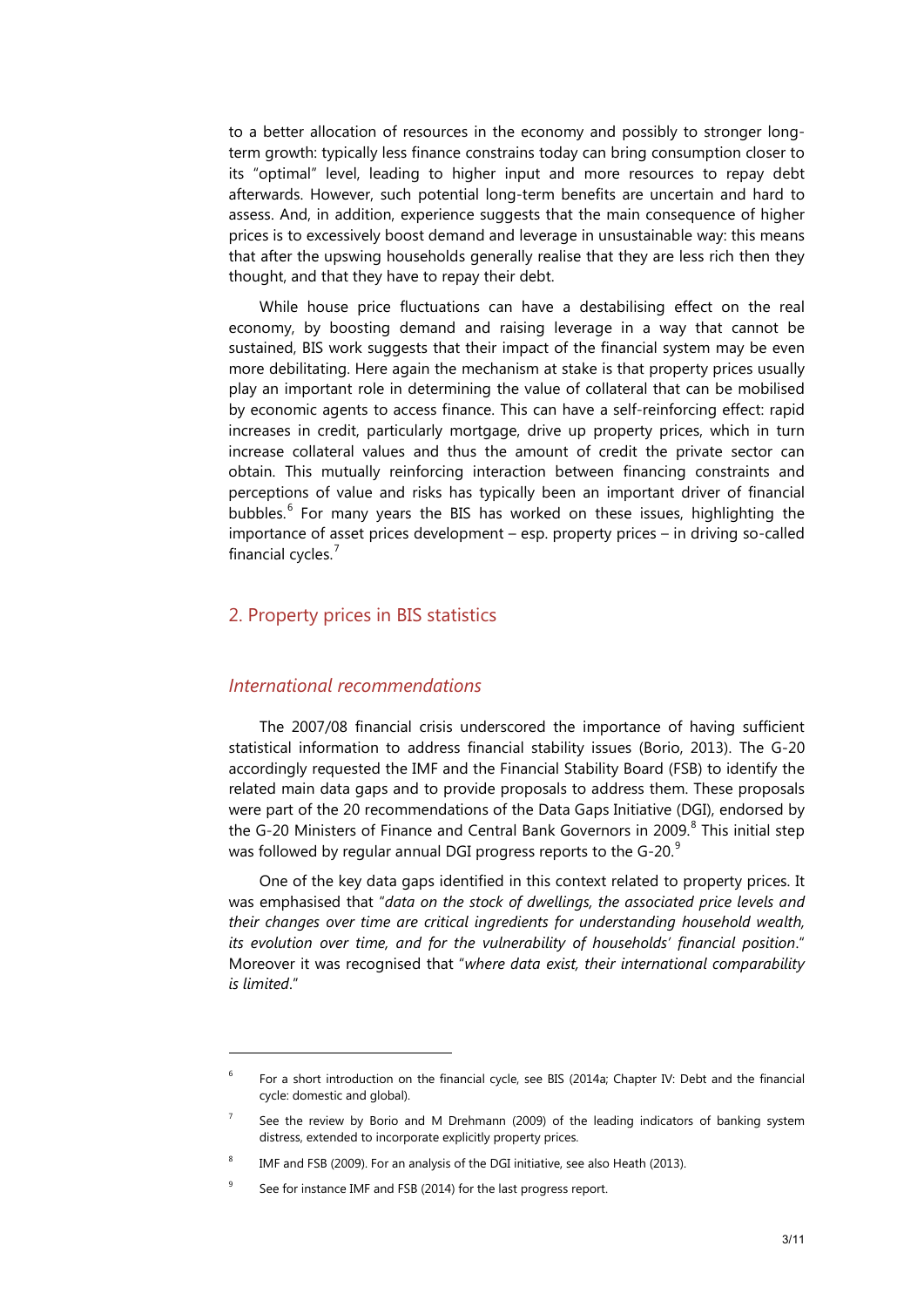to a better allocation of resources in the economy and possibly to stronger long-term growth: typically less finance constrains today can bring consumption closer to its "optimal" level, leading to higher input and more resources to repay debt afterwards. However, such potential long-term benefits are uncertain and hard to assess. And, in addition, experience suggests that the main consequence of higher prices is to excessively boost demand and leverage in unsustainable way: this means that after the upswing households generally realise that they are less rich then they thought, and that they have to repay their debt.

While house price fluctuations can have a destabilising effect on the real economy, by boosting demand and raising leverage in a way that cannot be sustained, BIS work suggests that their impact of the financial system may be even more debilitating. Here again the mechanism at stake is that property prices usually play an important role in determining the value of collateral that can be mobilised by economic agents to access finance. This can have a self-reinforcing effect: rapid increases in credit, particularly mortgage, drive up property prices, which in turn increase collateral values and thus the amount of credit the private sector can obtain. This mutually reinforcing interaction between financing constraints and perceptions of value and risks has typically been an important driver of financial bubbles.[6] For many years the BIS has worked on these issues, highlighting the importance of asset prices development – esp. property prices – in driving so-called financial cycles.[7]

## 2. Property prices in BIS statistics

### *International recommendations*

The 2007/08 financial crisis underscored the importance of having sufficient statistical information to address financial stability issues (Borio, 2013). The G-20 accordingly requested the IMF and the Financial Stability Board (FSB) to identify the related main data gaps and to provide proposals to address them. These proposals were part of the 20 recommendations of the Data Gaps Initiative (DGI), endorsed by the G-20 Ministers of Finance and Central Bank Governors in 2009.[8] This initial step was followed by regular annual DGI progress reports to the G-20.[9]

One of the key data gaps identified in this context related to property prices. It was emphasised that "*data on the stock of dwellings, the associated price levels and their changes over time are critical ingredients for understanding household wealth, its evolution over time, and for the vulnerability of households' financial position*." Moreover it was recognised that "*where data exist, their international comparability is limited*."

---

[6] For a short introduction on the financial cycle, see BIS (2014a; Chapter IV: Debt and the financial cycle: domestic and global).

[7] See the review by Borio and M Drehmann (2009) of the leading indicators of banking system distress, extended to incorporate explicitly property prices.

[8] IMF and FSB (2009). For an analysis of the DGI initiative, see also Heath (2013).

[9] See for instance IMF and FSB (2014) for the last progress report.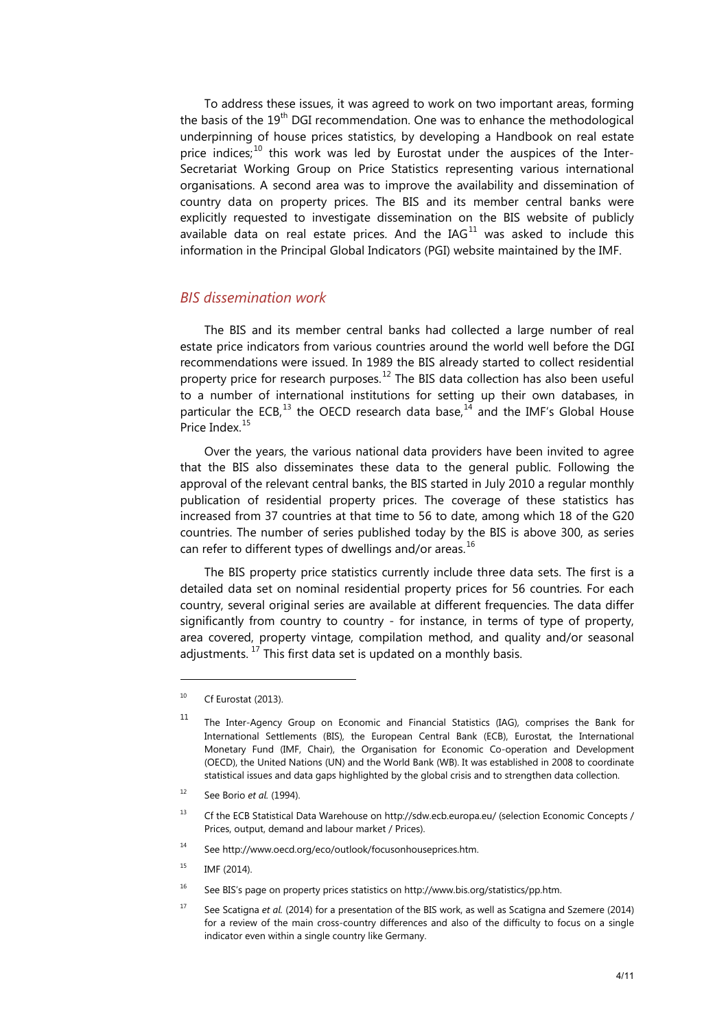To address these issues, it was agreed to work on two important areas, forming the basis of the 19th DGI recommendation. One was to enhance the methodological underpinning of house prices statistics, by developing a Handbook on real estate price indices;[10] this work was led by Eurostat under the auspices of the Inter-Secretariat Working Group on Price Statistics representing various international organisations. A second area was to improve the availability and dissemination of country data on property prices. The BIS and its member central banks were explicitly requested to investigate dissemination on the BIS website of publicly available data on real estate prices. And the IAG[11] was asked to include this information in the Principal Global Indicators (PGI) website maintained by the IMF.

## *BIS dissemination work*

The BIS and its member central banks had collected a large number of real estate price indicators from various countries around the world well before the DGI recommendations were issued. In 1989 the BIS already started to collect residential property price for research purposes.[12] The BIS data collection has also been useful to a number of international institutions for setting up their own databases, in particular the ECB,[13] the OECD research data base,[14] and the IMF's Global House Price Index.[15]

Over the years, the various national data providers have been invited to agree that the BIS also disseminates these data to the general public. Following the approval of the relevant central banks, the BIS started in July 2010 a regular monthly publication of residential property prices. The coverage of these statistics has increased from 37 countries at that time to 56 to date, among which 18 of the G20 countries. The number of series published today by the BIS is above 300, as series can refer to different types of dwellings and/or areas.[16]

The BIS property price statistics currently include three data sets. The first is a detailed data set on nominal residential property prices for 56 countries. For each country, several original series are available at different frequencies. The data differ significantly from country to country - for instance, in terms of type of property, area covered, property vintage, compilation method, and quality and/or seasonal adjustments.[17] This first data set is updated on a monthly basis.

---

[10] Cf Eurostat (2013).

[11] The Inter-Agency Group on Economic and Financial Statistics (IAG), comprises the Bank for International Settlements (BIS), the European Central Bank (ECB), Eurostat, the International Monetary Fund (IMF, Chair), the Organisation for Economic Co-operation and Development (OECD), the United Nations (UN) and the World Bank (WB). It was established in 2008 to coordinate statistical issues and data gaps highlighted by the global crisis and to strengthen data collection.

[12] See Borio *et al.* (1994).

[13] Cf the ECB Statistical Data Warehouse on http://sdw.ecb.europa.eu/ (selection Economic Concepts / Prices, output, demand and labour market / Prices).

[14] See http://www.oecd.org/eco/outlook/focusonhouseprices.htm.

[15] IMF (2014).

[16] See BIS's page on property prices statistics on http://www.bis.org/statistics/pp.htm.

[17] See Scatigna *et al.* (2014) for a presentation of the BIS work, as well as Scatigna and Szemere (2014) for a review of the main cross-country differences and also of the difficulty to focus on a single indicator even within a single country like Germany.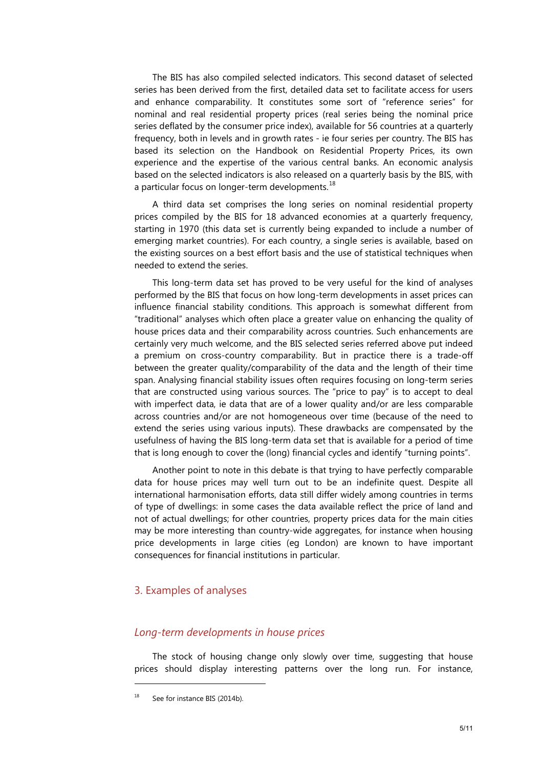The BIS has also compiled selected indicators. This second dataset of selected series has been derived from the first, detailed data set to facilitate access for users and enhance comparability. It constitutes some sort of "reference series" for nominal and real residential property prices (real series being the nominal price series deflated by the consumer price index), available for 56 countries at a quarterly frequency, both in levels and in growth rates - ie four series per country. The BIS has based its selection on the Handbook on Residential Property Prices, its own experience and the expertise of the various central banks. An economic analysis based on the selected indicators is also released on a quarterly basis by the BIS, with a particular focus on longer-term developments.[18]

A third data set comprises the long series on nominal residential property prices compiled by the BIS for 18 advanced economies at a quarterly frequency, starting in 1970 (this data set is currently being expanded to include a number of emerging market countries). For each country, a single series is available, based on the existing sources on a best effort basis and the use of statistical techniques when needed to extend the series.

This long-term data set has proved to be very useful for the kind of analyses performed by the BIS that focus on how long-term developments in asset prices can influence financial stability conditions. This approach is somewhat different from "traditional" analyses which often place a greater value on enhancing the quality of house prices data and their comparability across countries. Such enhancements are certainly very much welcome, and the BIS selected series referred above put indeed a premium on cross-country comparability. But in practice there is a trade-off between the greater quality/comparability of the data and the length of their time span. Analysing financial stability issues often requires focusing on long-term series that are constructed using various sources. The "price to pay" is to accept to deal with imperfect data, ie data that are of a lower quality and/or are less comparable across countries and/or are not homogeneous over time (because of the need to extend the series using various inputs). These drawbacks are compensated by the usefulness of having the BIS long-term data set that is available for a period of time that is long enough to cover the (long) financial cycles and identify "turning points".

Another point to note in this debate is that trying to have perfectly comparable data for house prices may well turn out to be an indefinite quest. Despite all international harmonisation efforts, data still differ widely among countries in terms of type of dwellings: in some cases the data available reflect the price of land and not of actual dwellings; for other countries, property prices data for the main cities may be more interesting than country-wide aggregates, for instance when housing price developments in large cities (eg London) are known to have important consequences for financial institutions in particular.

## 3. Examples of analyses

### *Long-term developments in house prices*

The stock of housing change only slowly over time, suggesting that house prices should display interesting patterns over the long run. For instance,

---

[18] See for instance BIS (2014b).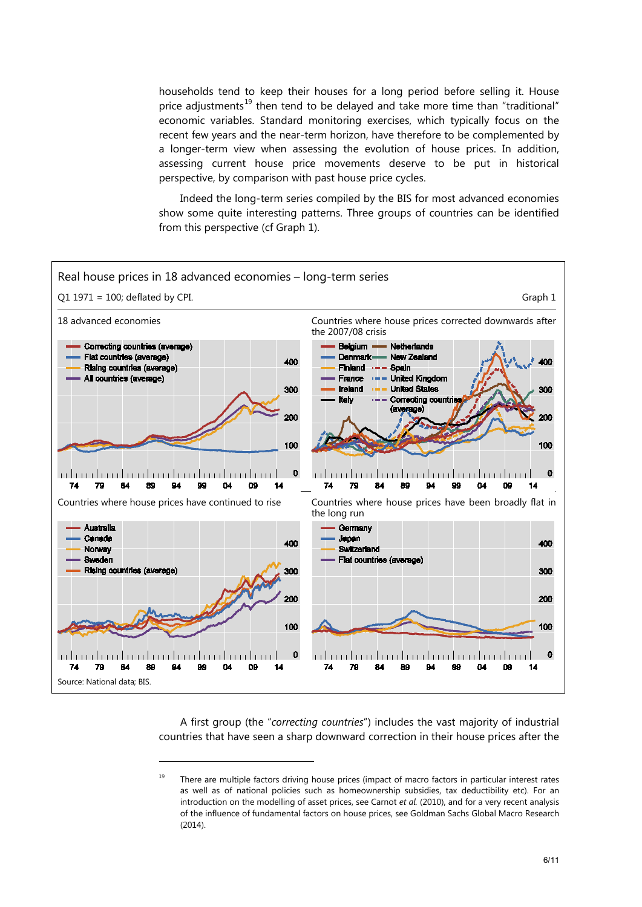households tend to keep their houses for a long period before selling it. House price adjustments[19] then tend to be delayed and take more time than "traditional" economic variables. Standard monitoring exercises, which typically focus on the recent few years and the near-term horizon, have therefore to be complemented by a longer-term view when assessing the evolution of house prices. In addition, assessing current house price movements deserve to be put in historical perspective, by comparison with past house price cycles.

Indeed the long-term series compiled by the BIS for most advanced economies show some quite interesting patterns. Three groups of countries can be identified from this perspective (cf Graph 1).

**Real house prices in 18 advanced economies – long-term series** — Graph 1

Q1 1971 = 100; deflated by CPI.

18 advanced economies | Countries where house prices corrected downwards after the 2007/08 crisis | Countries where house prices have continued to rise | Countries where house prices have been broadly flat in the long run

Source: National data; BIS.

A first group (the "*correcting countries*") includes the vast majority of industrial countries that have seen a sharp downward correction in their house prices after the

---

[19] There are multiple factors driving house prices (impact of macro factors in particular interest rates as well as of national policies such as homeownership subsidies, tax deductibility etc). For an introduction on the modelling of asset prices, see Carnot *et al.* (2010), and for a very recent analysis of the influence of fundamental factors on house prices, see Goldman Sachs Global Macro Research (2014).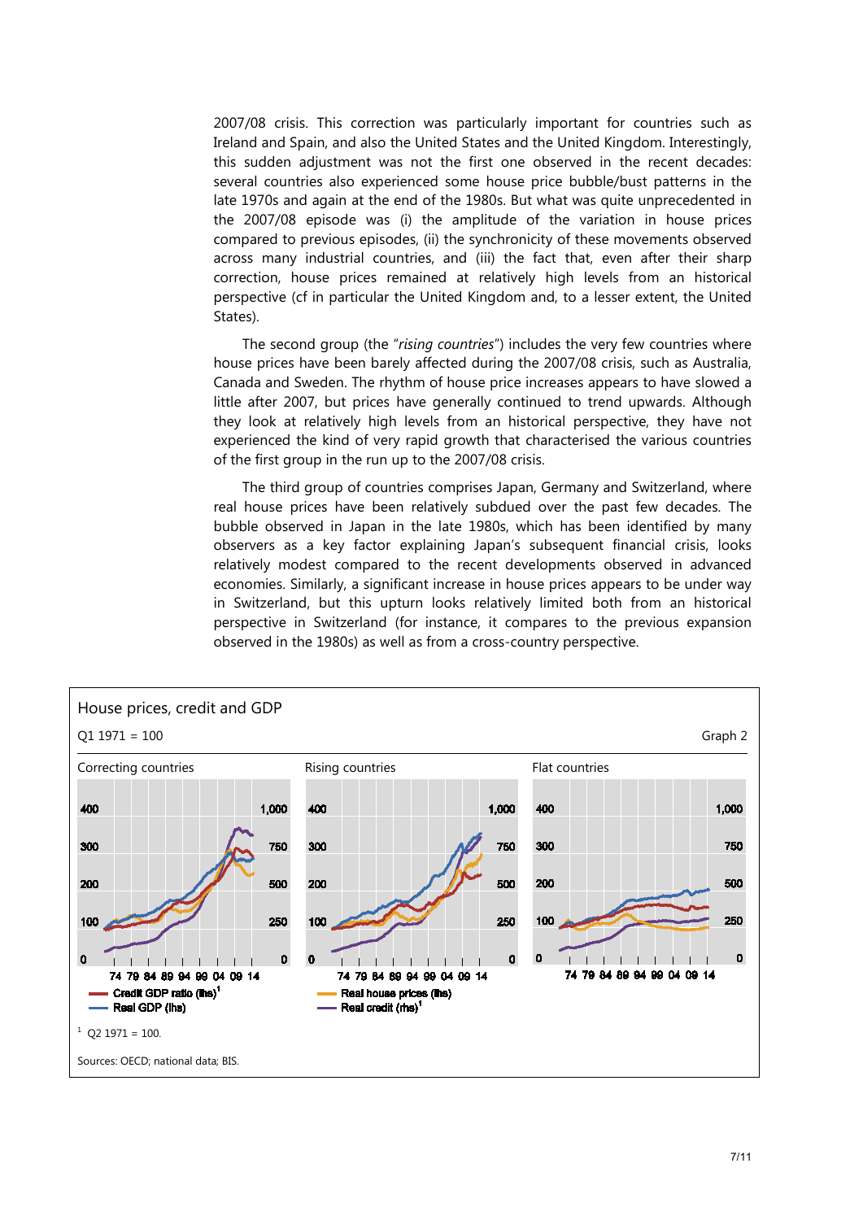2007/08 crisis. This correction was particularly important for countries such as Ireland and Spain, and also the United States and the United Kingdom. Interestingly, this sudden adjustment was not the first one observed in the recent decades: several countries also experienced some house price bubble/bust patterns in the late 1970s and again at the end of the 1980s. But what was quite unprecedented in the 2007/08 episode was (i) the amplitude of the variation in house prices compared to previous episodes, (ii) the synchronicity of these movements observed across many industrial countries, and (iii) the fact that, even after their sharp correction, house prices remained at relatively high levels from an historical perspective (cf in particular the United Kingdom and, to a lesser extent, the United States).

The second group (the "*rising countries*") includes the very few countries where house prices have been barely affected during the 2007/08 crisis, such as Australia, Canada and Sweden. The rhythm of house price increases appears to have slowed a little after 2007, but prices have generally continued to trend upwards. Although they look at relatively high levels from an historical perspective, they have not experienced the kind of very rapid growth that characterised the various countries of the first group in the run up to the 2007/08 crisis.

The third group of countries comprises Japan, Germany and Switzerland, where real house prices have been relatively subdued over the past few decades. The bubble observed in Japan in the late 1980s, which has been identified by many observers as a key factor explaining Japan's subsequent financial crisis, looks relatively modest compared to the recent developments observed in advanced economies. Similarly, a significant increase in house prices appears to be under way in Switzerland, but this upturn looks relatively limited both from an historical perspective in Switzerland (for instance, it compares to the previous expansion observed in the 1980s) as well as from a cross-country perspective.

House prices, credit and GDP

Q1 1971 = 100

Graph 2

Correcting countries | Rising countries | Flat countries

— Credit GDP ratio (lhs)[1] — Real GDP (lhs) — Real house prices (lhs) — Real credit (rhs)[1]

[1] Q2 1971 = 100.

Sources: OECD; national data; BIS.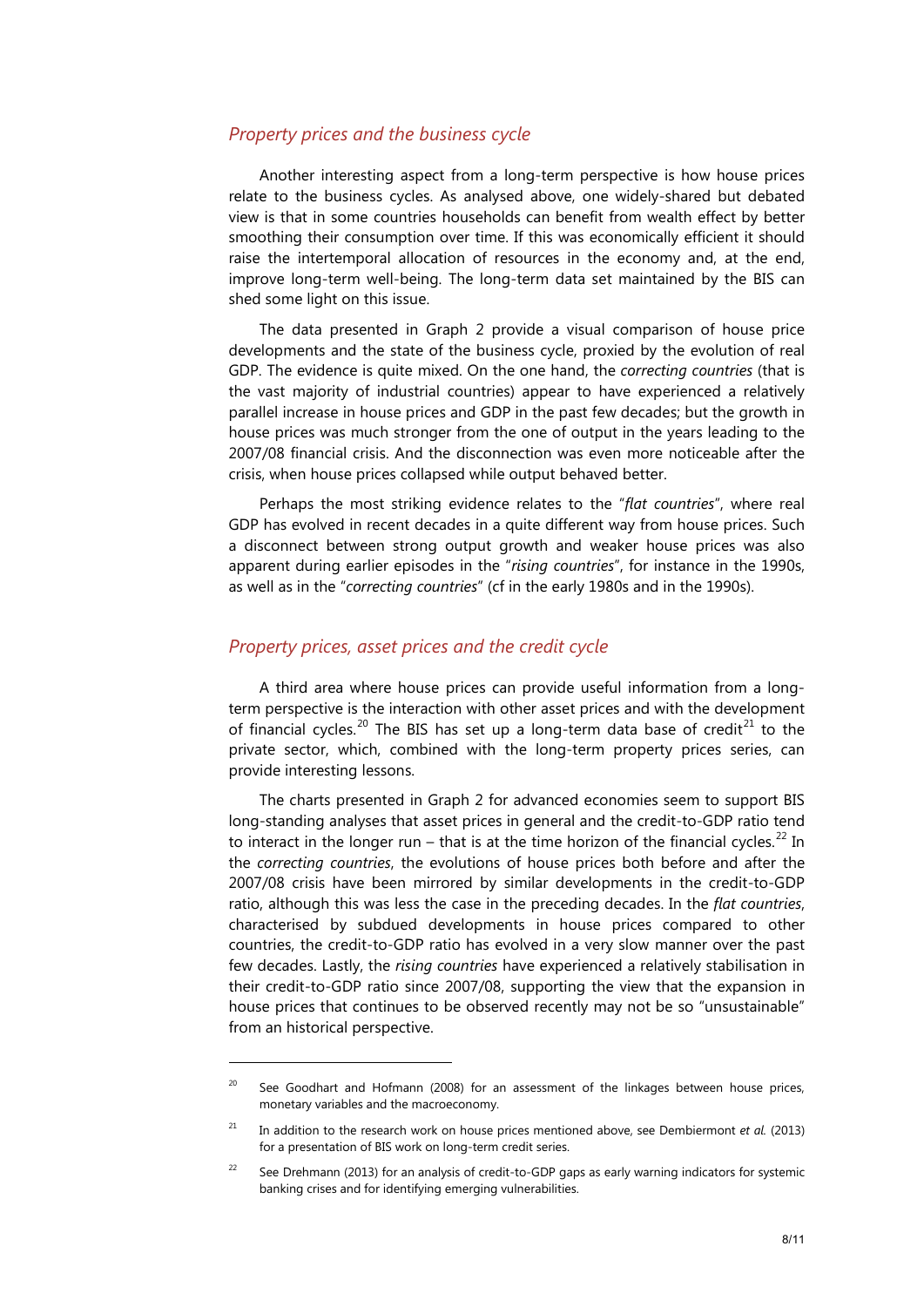### *Property prices and the business cycle*

Another interesting aspect from a long-term perspective is how house prices relate to the business cycles. As analysed above, one widely-shared but debated view is that in some countries households can benefit from wealth effect by better smoothing their consumption over time. If this was economically efficient it should raise the intertemporal allocation of resources in the economy and, at the end, improve long-term well-being. The long-term data set maintained by the BIS can shed some light on this issue.

The data presented in Graph 2 provide a visual comparison of house price developments and the state of the business cycle, proxied by the evolution of real GDP. The evidence is quite mixed. On the one hand, the *correcting countries* (that is the vast majority of industrial countries) appear to have experienced a relatively parallel increase in house prices and GDP in the past few decades; but the growth in house prices was much stronger from the one of output in the years leading to the 2007/08 financial crisis. And the disconnection was even more noticeable after the crisis, when house prices collapsed while output behaved better.

Perhaps the most striking evidence relates to the "*flat countries*", where real GDP has evolved in recent decades in a quite different way from house prices. Such a disconnect between strong output growth and weaker house prices was also apparent during earlier episodes in the "*rising countries*", for instance in the 1990s, as well as in the "*correcting countries*" (cf in the early 1980s and in the 1990s).

### *Property prices, asset prices and the credit cycle*

A third area where house prices can provide useful information from a long-term perspective is the interaction with other asset prices and with the development of financial cycles.[20] The BIS has set up a long-term data base of credit[21] to the private sector, which, combined with the long-term property prices series, can provide interesting lessons.

The charts presented in Graph 2 for advanced economies seem to support BIS long-standing analyses that asset prices in general and the credit-to-GDP ratio tend to interact in the longer run – that is at the time horizon of the financial cycles.[22] In the *correcting countries*, the evolutions of house prices both before and after the 2007/08 crisis have been mirrored by similar developments in the credit-to-GDP ratio, although this was less the case in the preceding decades. In the *flat countries*, characterised by subdued developments in house prices compared to other countries, the credit-to-GDP ratio has evolved in a very slow manner over the past few decades. Lastly, the *rising countries* have experienced a relatively stabilisation in their credit-to-GDP ratio since 2007/08, supporting the view that the expansion in house prices that continues to be observed recently may not be so "unsustainable" from an historical perspective.

---

[20] See Goodhart and Hofmann (2008) for an assessment of the linkages between house prices, monetary variables and the macroeconomy.

[21] In addition to the research work on house prices mentioned above, see Dembiermont *et al.* (2013) for a presentation of BIS work on long-term credit series.

[22] See Drehmann (2013) for an analysis of credit-to-GDP gaps as early warning indicators for systemic banking crises and for identifying emerging vulnerabilities.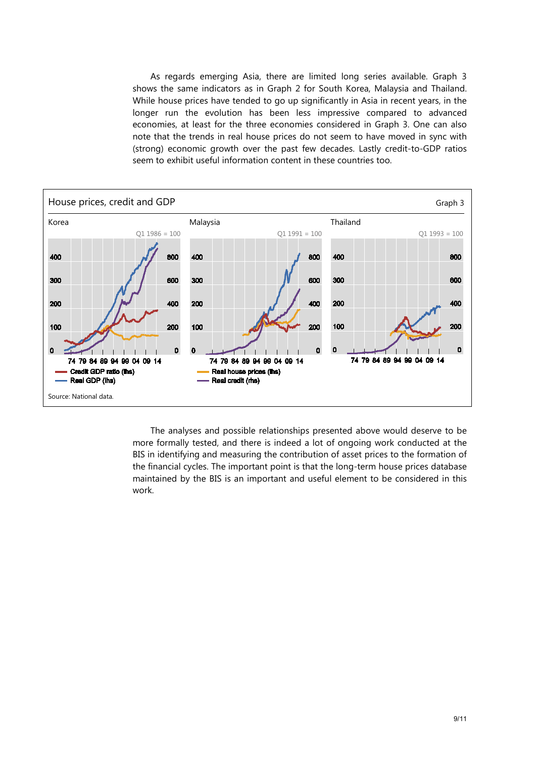As regards emerging Asia, there are limited long series available. Graph 3 shows the same indicators as in Graph 2 for South Korea, Malaysia and Thailand. While house prices have tended to go up significantly in Asia in recent years, in the longer run the evolution has been less impressive compared to advanced economies, at least for the three economies considered in Graph 3. One can also note that the trends in real house prices do not seem to have moved in sync with (strong) economic growth over the past few decades. Lastly credit-to-GDP ratios seem to exhibit useful information content in these countries too.

**House prices, credit and GDP** — Graph 3

Korea (Q1 1986 = 100) | Malaysia (Q1 1991 = 100) | Thailand (Q1 1993 = 100)

Legend: Credit GDP ratio (lhs); Real GDP (lhs); Real house prices (lhs); Real credit (rhs)

Source: National data.

The analyses and possible relationships presented above would deserve to be more formally tested, and there is indeed a lot of ongoing work conducted at the BIS in identifying and measuring the contribution of asset prices to the formation of the financial cycles. The important point is that the long-term house prices database maintained by the BIS is an important and useful element to be considered in this work.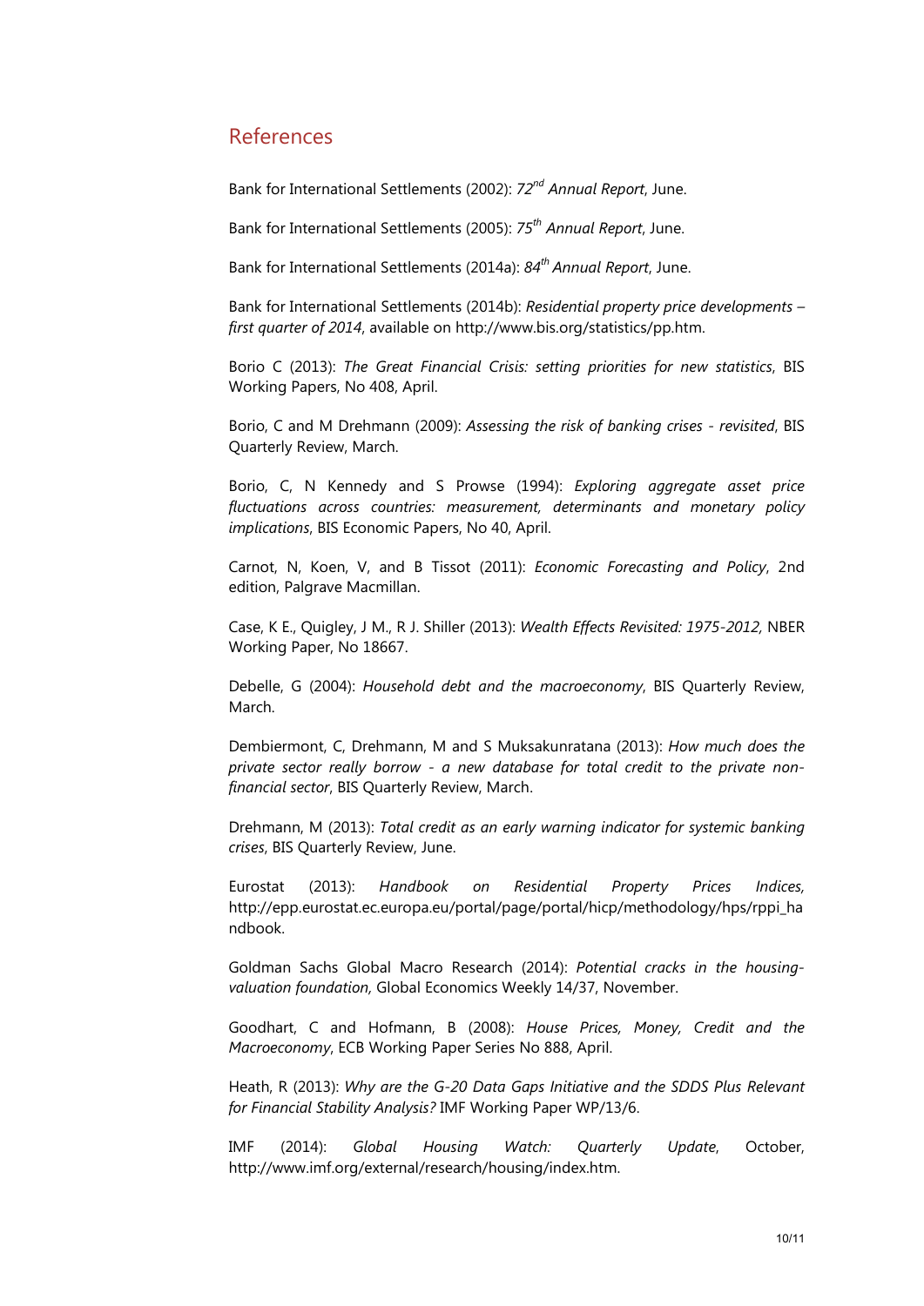## References

Bank for International Settlements (2002): *72nd Annual Report*, June.

Bank for International Settlements (2005): *75th Annual Report*, June.

Bank for International Settlements (2014a): *84th Annual Report*, June.

Bank for International Settlements (2014b): *Residential property price developments – first quarter of 2014*, available on http://www.bis.org/statistics/pp.htm.

Borio C (2013): *The Great Financial Crisis: setting priorities for new statistics*, BIS Working Papers, No 408, April.

Borio, C and M Drehmann (2009): *Assessing the risk of banking crises - revisited*, BIS Quarterly Review, March.

Borio, C, N Kennedy and S Prowse (1994): *Exploring aggregate asset price fluctuations across countries: measurement, determinants and monetary policy implications*, BIS Economic Papers, No 40, April.

Carnot, N, Koen, V, and B Tissot (2011): *Economic Forecasting and Policy*, 2nd edition, Palgrave Macmillan.

Case, K E., Quigley, J M., R J. Shiller (2013): *Wealth Effects Revisited: 1975-2012,* NBER Working Paper, No 18667.

Debelle, G (2004): *Household debt and the macroeconomy*, BIS Quarterly Review, March.

Dembiermont, C, Drehmann, M and S Muksakunratana (2013): *How much does the private sector really borrow - a new database for total credit to the private non-financial sector*, BIS Quarterly Review, March.

Drehmann, M (2013): *Total credit as an early warning indicator for systemic banking crises*, BIS Quarterly Review, June.

Eurostat (2013): *Handbook on Residential Property Prices Indices,* http://epp.eurostat.ec.europa.eu/portal/page/portal/hicp/methodology/hps/rppi_handbook.

Goldman Sachs Global Macro Research (2014): *Potential cracks in the housing-valuation foundation,* Global Economics Weekly 14/37, November.

Goodhart, C and Hofmann, B (2008): *House Prices, Money, Credit and the Macroeconomy*, ECB Working Paper Series No 888, April.

Heath, R (2013): *Why are the G-20 Data Gaps Initiative and the SDDS Plus Relevant for Financial Stability Analysis?* IMF Working Paper WP/13/6.

IMF (2014): *Global Housing Watch: Quarterly Update*, October, http://www.imf.org/external/research/housing/index.htm.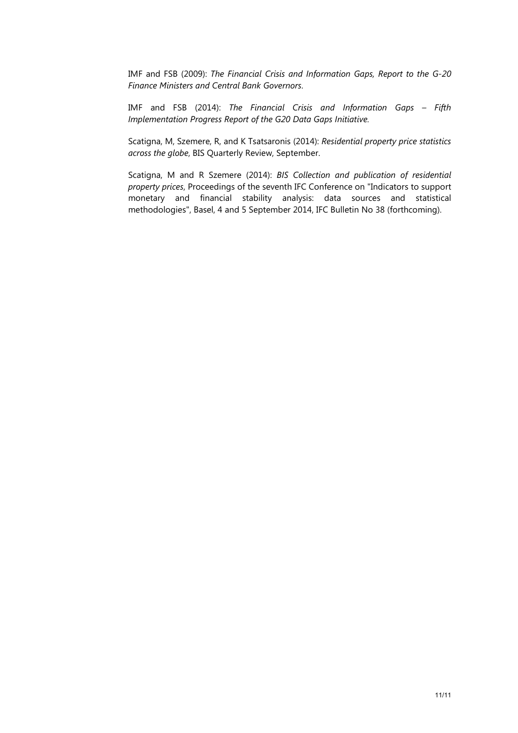IMF and FSB (2009): *The Financial Crisis and Information Gaps, Report to the G-20 Finance Ministers and Central Bank Governors*.

IMF and FSB (2014): *The Financial Crisis and Information Gaps – Fifth Implementation Progress Report of the G20 Data Gaps Initiative.*

Scatigna, M, Szemere, R, and K Tsatsaronis (2014): *Residential property price statistics across the globe*, BIS Quarterly Review, September.

Scatigna, M and R Szemere (2014): *BIS Collection and publication of residential property prices*, Proceedings of the seventh IFC Conference on "Indicators to support monetary and financial stability analysis: data sources and statistical methodologies", Basel, 4 and 5 September 2014, IFC Bulletin No 38 (forthcoming).